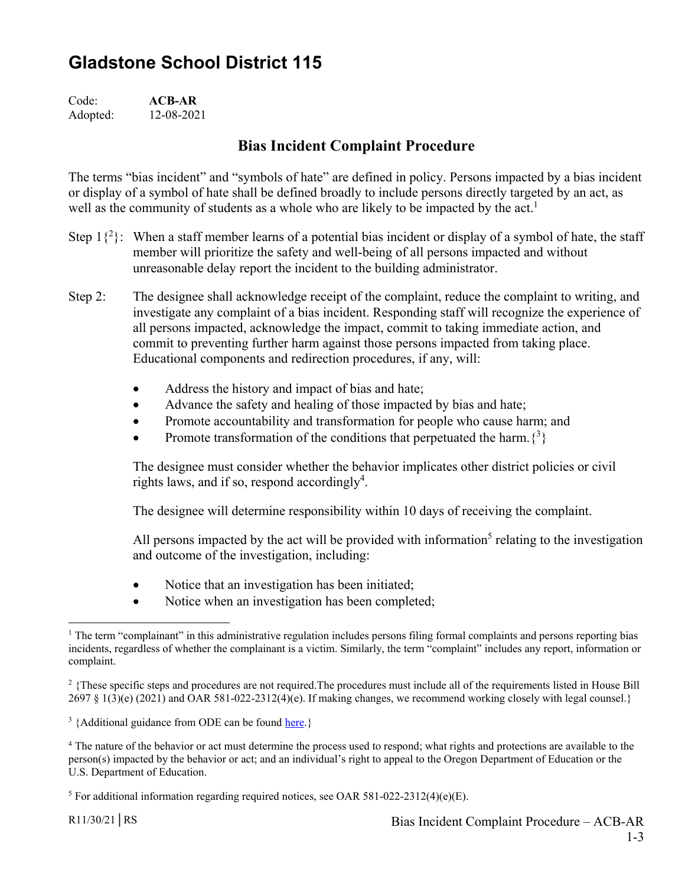# Gladstone School District 115

Code: **ACB-AR**
Adopted: 12-08-2021

## Bias Incident Complaint Procedure

The terms "bias incident" and "symbols of hate" are defined in policy. Persons impacted by a bias incident or display of a symbol of hate shall be defined broadly to include persons directly targeted by an act, as well as the community of students as a whole who are likely to be impacted by the act.[1]

Step 1{[2]}: When a staff member learns of a potential bias incident or display of a symbol of hate, the staff member will prioritize the safety and well-being of all persons impacted and without unreasonable delay report the incident to the building administrator.

Step 2: The designee shall acknowledge receipt of the complaint, reduce the complaint to writing, and investigate any complaint of a bias incident. Responding staff will recognize the experience of all persons impacted, acknowledge the impact, commit to taking immediate action, and commit to preventing further harm against those persons impacted from taking place. Educational components and redirection procedures, if any, will:

- Address the history and impact of bias and hate;
- Advance the safety and healing of those impacted by bias and hate;
- Promote accountability and transformation for people who cause harm; and
- Promote transformation of the conditions that perpetuated the harm.{[3]}

The designee must consider whether the behavior implicates other district policies or civil rights laws, and if so, respond accordingly[4].

The designee will determine responsibility within 10 days of receiving the complaint.

All persons impacted by the act will be provided with information[5] relating to the investigation and outcome of the investigation, including:

- Notice that an investigation has been initiated;
- Notice when an investigation has been completed;

---

[1] The term "complainant" in this administrative regulation includes persons filing formal complaints and persons reporting bias incidents, regardless of whether the complainant is a victim. Similarly, the term "complaint" includes any report, information or complaint.

[2] {These specific steps and procedures are not required.The procedures must include all of the requirements listed in House Bill 2697 § 1(3)(e) (2021) and OAR 581-022-2312(4)(e). If making changes, we recommend working closely with legal counsel.}

[3] {Additional guidance from ODE can be found here.}

[4] The nature of the behavior or act must determine the process used to respond; what rights and protections are available to the person(s) impacted by the behavior or act; and an individual's right to appeal to the Oregon Department of Education or the U.S. Department of Education.

[5] For additional information regarding required notices, see OAR 581-022-2312(4)(e)(E).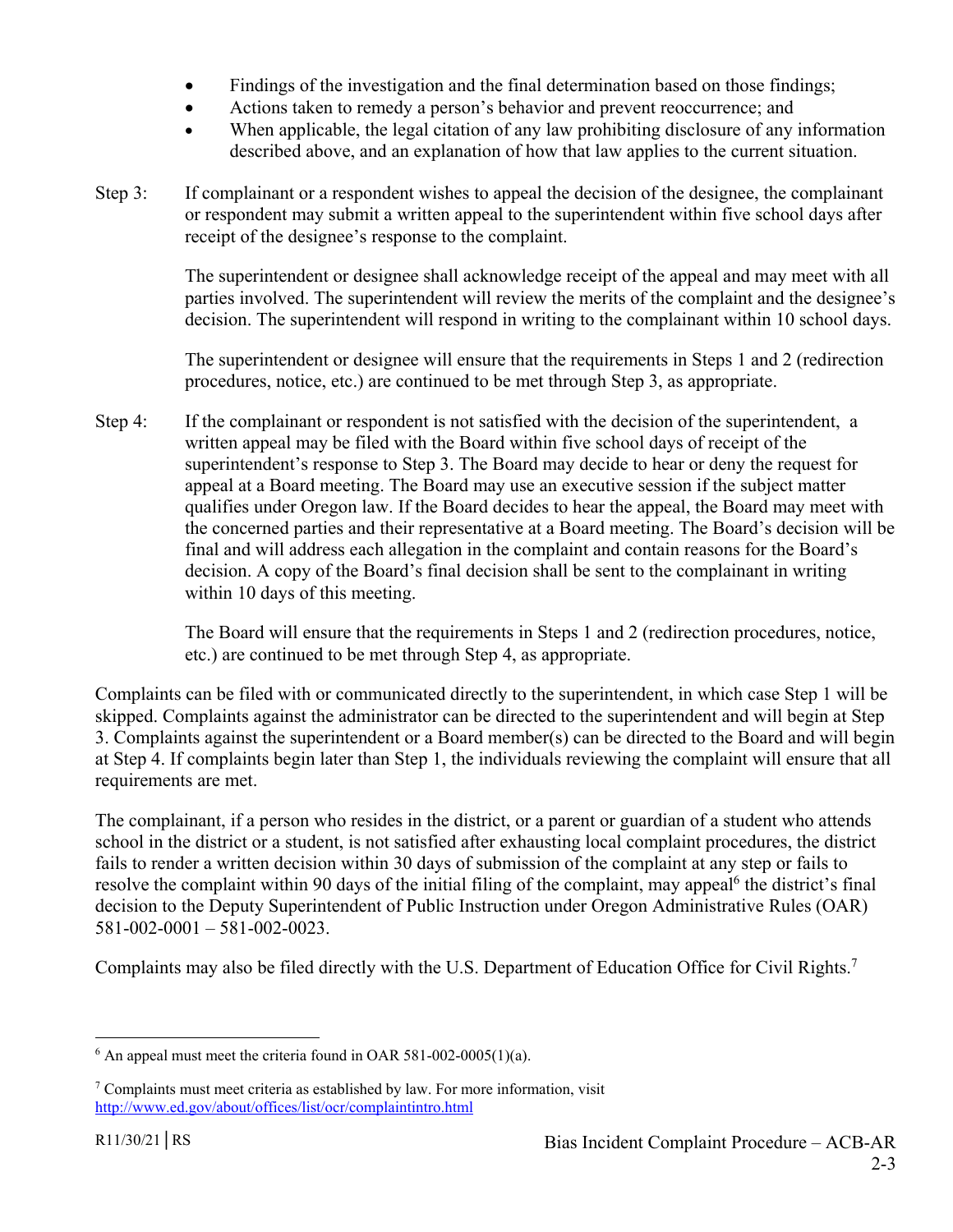- Findings of the investigation and the final determination based on those findings;
- Actions taken to remedy a person's behavior and prevent reoccurrence; and
- When applicable, the legal citation of any law prohibiting disclosure of any information described above, and an explanation of how that law applies to the current situation.

Step 3: If complainant or a respondent wishes to appeal the decision of the designee, the complainant or respondent may submit a written appeal to the superintendent within five school days after receipt of the designee's response to the complaint.

The superintendent or designee shall acknowledge receipt of the appeal and may meet with all parties involved. The superintendent will review the merits of the complaint and the designee's decision. The superintendent will respond in writing to the complainant within 10 school days.

The superintendent or designee will ensure that the requirements in Steps 1 and 2 (redirection procedures, notice, etc.) are continued to be met through Step 3, as appropriate.

Step 4: If the complainant or respondent is not satisfied with the decision of the superintendent, a written appeal may be filed with the Board within five school days of receipt of the superintendent's response to Step 3. The Board may decide to hear or deny the request for appeal at a Board meeting. The Board may use an executive session if the subject matter qualifies under Oregon law. If the Board decides to hear the appeal, the Board may meet with the concerned parties and their representative at a Board meeting. The Board's decision will be final and will address each allegation in the complaint and contain reasons for the Board's decision. A copy of the Board's final decision shall be sent to the complainant in writing within 10 days of this meeting.

The Board will ensure that the requirements in Steps 1 and 2 (redirection procedures, notice, etc.) are continued to be met through Step 4, as appropriate.

Complaints can be filed with or communicated directly to the superintendent, in which case Step 1 will be skipped. Complaints against the administrator can be directed to the superintendent and will begin at Step 3. Complaints against the superintendent or a Board member(s) can be directed to the Board and will begin at Step 4. If complaints begin later than Step 1, the individuals reviewing the complaint will ensure that all requirements are met.

The complainant, if a person who resides in the district, or a parent or guardian of a student who attends school in the district or a student, is not satisfied after exhausting local complaint procedures, the district fails to render a written decision within 30 days of submission of the complaint at any step or fails to resolve the complaint within 90 days of the initial filing of the complaint, may appeal[6] the district's final decision to the Deputy Superintendent of Public Instruction under Oregon Administrative Rules (OAR) 581-002-0001 – 581-002-0023.

Complaints may also be filed directly with the U.S. Department of Education Office for Civil Rights.[7]

---

[6] An appeal must meet the criteria found in OAR 581-002-0005(1)(a).

[7] Complaints must meet criteria as established by law. For more information, visit http://www.ed.gov/about/offices/list/ocr/complaintintro.html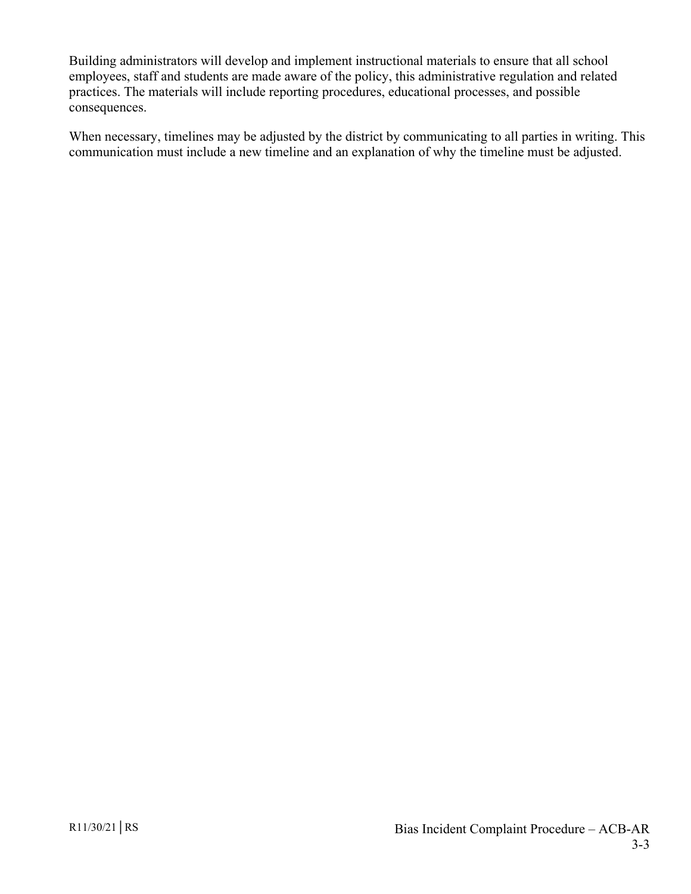Building administrators will develop and implement instructional materials to ensure that all school employees, staff and students are made aware of the policy, this administrative regulation and related practices. The materials will include reporting procedures, educational processes, and possible consequences.

When necessary, timelines may be adjusted by the district by communicating to all parties in writing. This communication must include a new timeline and an explanation of why the timeline must be adjusted.